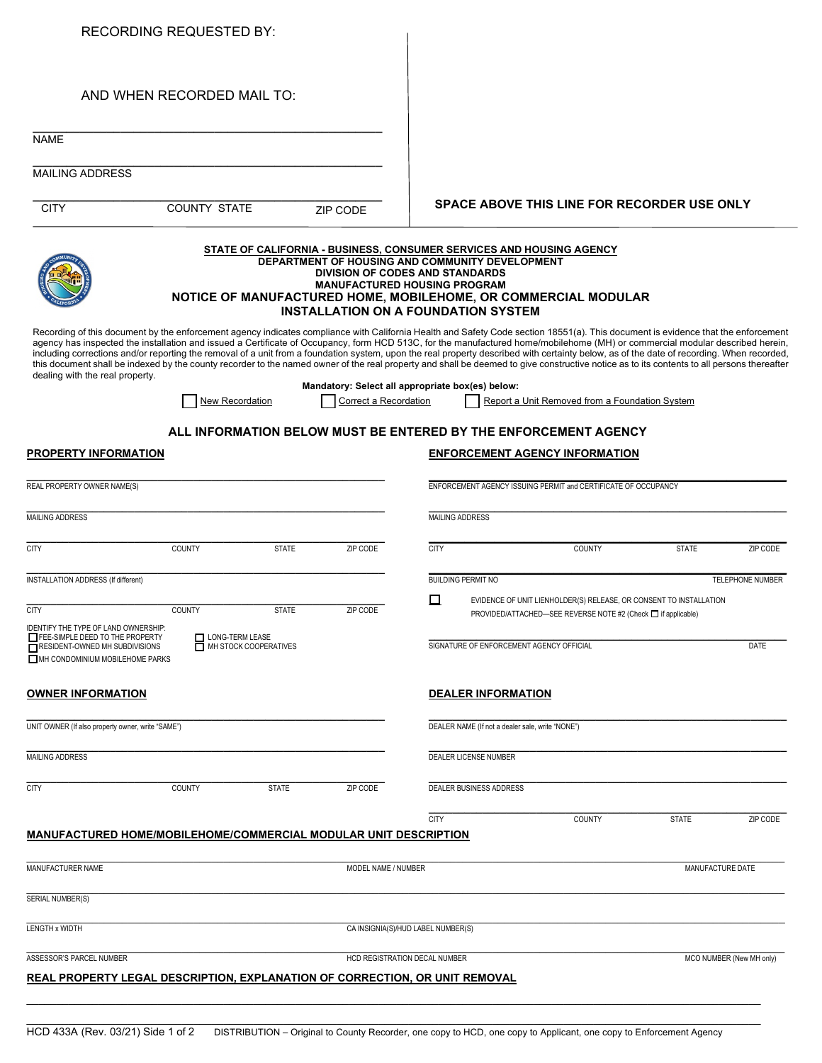RECORDING REQUESTED BY:

AND WHEN RECORDED MAIL TO:

NAME

MAILING ADDRESS

CITY COUNTY STATE ZIP CODE

**SPACE ABOVE THIS LINE FOR RECORDER USE ONLY**

**STATE OF CALIFORNIA - BUSINESS, CONSUMER SERVICES AND HOUSING AGENCY**
**DEPARTMENT OF HOUSING AND COMMUNITY DEVELOPMENT**
**DIVISION OF CODES AND STANDARDS**
**MANUFACTURED HOUSING PROGRAM**

# NOTICE OF MANUFACTURED HOME, MOBILEHOME, OR COMMERCIAL MODULAR INSTALLATION ON A FOUNDATION SYSTEM

Recording of this document by the enforcement agency indicates compliance with California Health and Safety Code section 18551(a). This document is evidence that the enforcement agency has inspected the installation and issued a Certificate of Occupancy, form HCD 513C, for the manufactured home/mobilehome (MH) or commercial modular described herein, including corrections and/or reporting the removal of a unit from a foundation system, upon the real property described with certainty below, as of the date of recording. When recorded, this document shall be indexed by the county recorder to the named owner of the real property and shall be deemed to give constructive notice as to its contents to all persons thereafter dealing with the real property.

**Mandatory: Select all appropriate box(es) below:**

☐ New Recordation ☐ Correct a Recordation ☐ Report a Unit Removed from a Foundation System

**ALL INFORMATION BELOW MUST BE ENTERED BY THE ENFORCEMENT AGENCY**

## PROPERTY INFORMATION

REAL PROPERTY OWNER NAME(S)

MAILING ADDRESS

CITY COUNTY STATE ZIP CODE

INSTALLATION ADDRESS (If different)

CITY COUNTY STATE ZIP CODE

IDENTIFY THE TYPE OF LAND OWNERSHIP:
☐ FEE-SIMPLE DEED TO THE PROPERTY ☐ LONG-TERM LEASE
☐ RESIDENT-OWNED MH SUBDIVISIONS ☐ MH STOCK COOPERATIVES
☐ MH CONDOMINIUM MOBILEHOME PARKS

## ENFORCEMENT AGENCY INFORMATION

ENFORCEMENT AGENCY ISSUING PERMIT and CERTIFICATE OF OCCUPANCY

MAILING ADDRESS

CITY COUNTY STATE ZIP CODE

BUILDING PERMIT NO TELEPHONE NUMBER

☐ EVIDENCE OF UNIT LIENHOLDER(S) RELEASE, OR CONSENT TO INSTALLATION PROVIDED/ATTACHED—SEE REVERSE NOTE #2 (Check ☐ if applicable)

SIGNATURE OF ENFORCEMENT AGENCY OFFICIAL DATE

## OWNER INFORMATION

UNIT OWNER (If also property owner, write "SAME")

MAILING ADDRESS

CITY COUNTY STATE ZIP CODE

## DEALER INFORMATION

DEALER NAME (If not a dealer sale, write "NONE")

DEALER LICENSE NUMBER

DEALER BUSINESS ADDRESS

CITY COUNTY STATE ZIP CODE

## MANUFACTURED HOME/MOBILEHOME/COMMERCIAL MODULAR UNIT DESCRIPTION

MANUFACTURER NAME MODEL NAME / NUMBER MANUFACTURE DATE

SERIAL NUMBER(S)

LENGTH x WIDTH CA INSIGNIA(S)/HUD LABEL NUMBER(S)

ASSESSOR'S PARCEL NUMBER HCD REGISTRATION DECAL NUMBER MCO NUMBER (New MH only)

## REAL PROPERTY LEGAL DESCRIPTION, EXPLANATION OF CORRECTION, OR UNIT REMOVAL

HCD 433A (Rev. 03/21) DISTRIBUTION – Original to County Recorder, one copy to HCD, one copy to Applicant, one copy to Enforcement Agency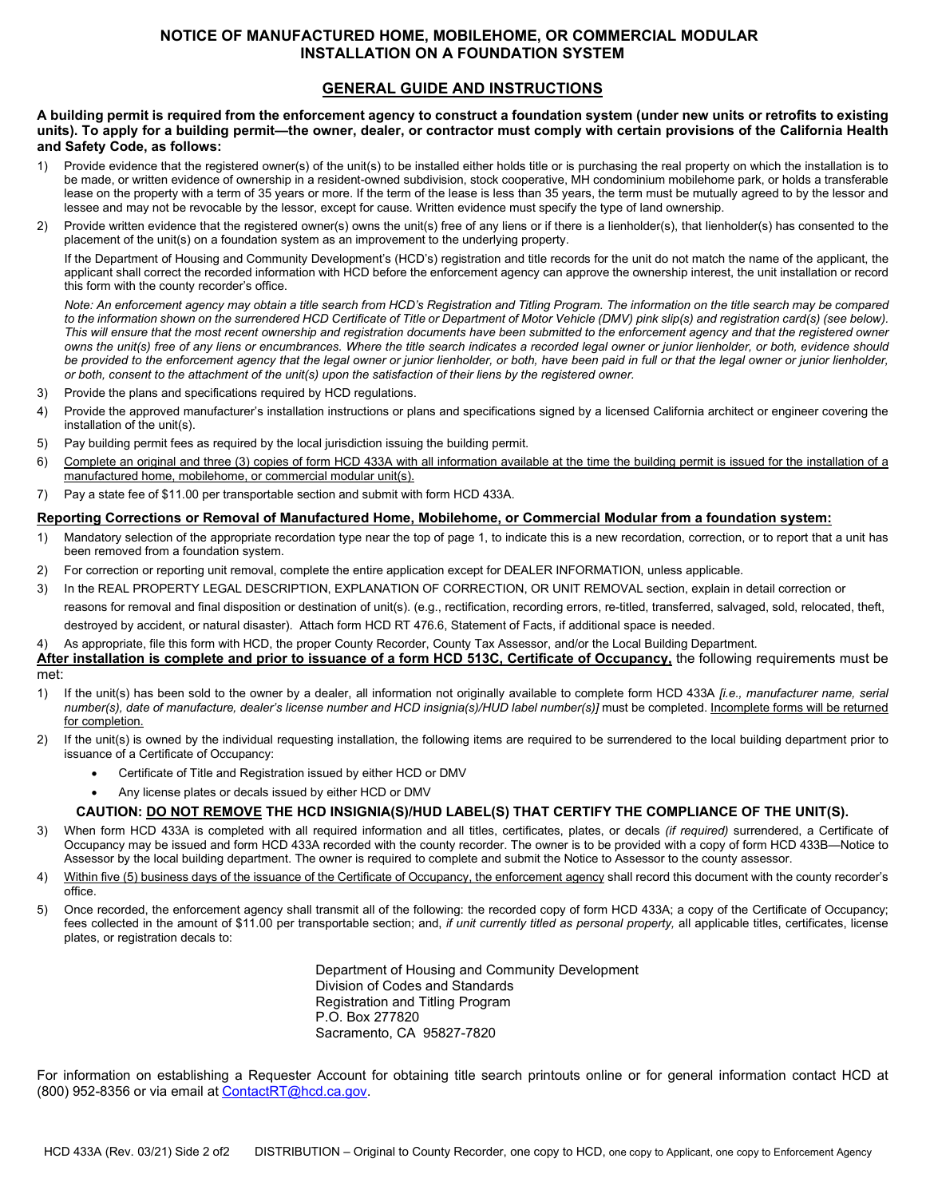## NOTICE OF MANUFACTURED HOME, MOBILEHOME, OR COMMERCIAL MODULAR INSTALLATION ON A FOUNDATION SYSTEM

### GENERAL GUIDE AND INSTRUCTIONS

**A building permit is required from the enforcement agency to construct a foundation system (under new units or retrofits to existing units). To apply for a building permit—the owner, dealer, or contractor must comply with certain provisions of the California Health and Safety Code, as follows:**

1) Provide evidence that the registered owner(s) of the unit(s) to be installed either holds title or is purchasing the real property on which the installation is to be made, or written evidence of ownership in a resident-owned subdivision, stock cooperative, MH condominium mobilehome park, or holds a transferable lease on the property with a term of 35 years or more. If the term of the lease is less than 35 years, the term must be mutually agreed to by the lessor and lessee and may not be revocable by the lessor, except for cause. Written evidence must specify the type of land ownership.
2) Provide written evidence that the registered owner(s) owns the unit(s) free of any liens or if there is a lienholder(s), that lienholder(s) has consented to the placement of the unit(s) on a foundation system as an improvement to the underlying property.

   If the Department of Housing and Community Development's (HCD's) registration and title records for the unit do not match the name of the applicant, the applicant shall correct the recorded information with HCD before the enforcement agency can approve the ownership interest, the unit installation or record this form with the county recorder's office.

   *Note: An enforcement agency may obtain a title search from HCD's Registration and Titling Program. The information on the title search may be compared to the information shown on the surrendered HCD Certificate of Title or Department of Motor Vehicle (DMV) pink slip(s) and registration card(s) (see below). This will ensure that the most recent ownership and registration documents have been submitted to the enforcement agency and that the registered owner owns the unit(s) free of any liens or encumbrances. Where the title search indicates a recorded legal owner or junior lienholder, or both, evidence should be provided to the enforcement agency that the legal owner or junior lienholder, or both, have been paid in full or that the legal owner or junior lienholder, or both, consent to the attachment of the unit(s) upon the satisfaction of their liens by the registered owner.*
3) Provide the plans and specifications required by HCD regulations.
4) Provide the approved manufacturer's installation instructions or plans and specifications signed by a licensed California architect or engineer covering the installation of the unit(s).
5) Pay building permit fees as required by the local jurisdiction issuing the building permit.
6) <u>Complete an original and three (3) copies of form HCD 433A with all information available at the time the building permit is issued for the installation of a manufactured home, mobilehome, or commercial modular unit(s).</u>
7) Pay a state fee of $11.00 per transportable section and submit with form HCD 433A.

**<u>Reporting Corrections or Removal of Manufactured Home, Mobilehome, or Commercial Modular from a foundation system:</u>**

1) Mandatory selection of the appropriate recordation type near the top of page 1, to indicate this is a new recordation, correction, or to report that a unit has been removed from a foundation system.
2) For correction or reporting unit removal, complete the entire application except for DEALER INFORMATION, unless applicable.
3) In the REAL PROPERTY LEGAL DESCRIPTION, EXPLANATION OF CORRECTION, OR UNIT REMOVAL section, explain in detail correction or reasons for removal and final disposition or destination of unit(s). (e.g., rectification, recording errors, re-titled, transferred, salvaged, sold, relocated, theft, destroyed by accident, or natural disaster). Attach form HCD RT 476.6, Statement of Facts, if additional space is needed.
4) As appropriate, file this form with HCD, the proper County Recorder, County Tax Assessor, and/or the Local Building Department.

**<u>After installation is complete and prior to issuance of a form HCD 513C, Certificate of Occupancy,</u>** the following requirements must be met:

1) If the unit(s) has been sold to the owner by a dealer, all information not originally available to complete form HCD 433A *[i.e., manufacturer name, serial number(s), date of manufacture, dealer's license number and HCD insignia(s)/HUD label number(s)]* must be completed. <u>Incomplete forms will be returned for completion.</u>
2) If the unit(s) is owned by the individual requesting installation, the following items are required to be surrendered to the local building department prior to issuance of a Certificate of Occupancy:
   - Certificate of Title and Registration issued by either HCD or DMV
   - Any license plates or decals issued by either HCD or DMV

   **CAUTION: <u>DO NOT REMOVE</u> THE HCD INSIGNIA(S)/HUD LABEL(S) THAT CERTIFY THE COMPLIANCE OF THE UNIT(S).**
3) When form HCD 433A is completed with all required information and all titles, certificates, plates, or decals *(if required)* surrendered, a Certificate of Occupancy may be issued and form HCD 433A recorded with the county recorder. The owner is to be provided with a copy of form HCD 433B—Notice to Assessor by the local building department. The owner is required to complete and submit the Notice to Assessor to the county assessor.
4) <u>Within five (5) business days of the issuance of the Certificate of Occupancy, the enforcement agency</u> shall record this document with the county recorder's office.
5) Once recorded, the enforcement agency shall transmit all of the following: the recorded copy of form HCD 433A; a copy of the Certificate of Occupancy; fees collected in the amount of $11.00 per transportable section; and, *if unit currently titled as personal property,* all applicable titles, certificates, license plates, or registration decals to:

   Department of Housing and Community Development
   Division of Codes and Standards
   Registration and Titling Program
   P.O. Box 277820
   Sacramento, CA 95827-7820

For information on establishing a Requester Account for obtaining title search printouts online or for general information contact HCD at (800) 952-8356 or via email at ContactRT@hcd.ca.gov.

HCD 433A (Rev. 03/21) Side 2 of2 DISTRIBUTION – Original to County Recorder, one copy to HCD, one copy to Applicant, one copy to Enforcement Agency